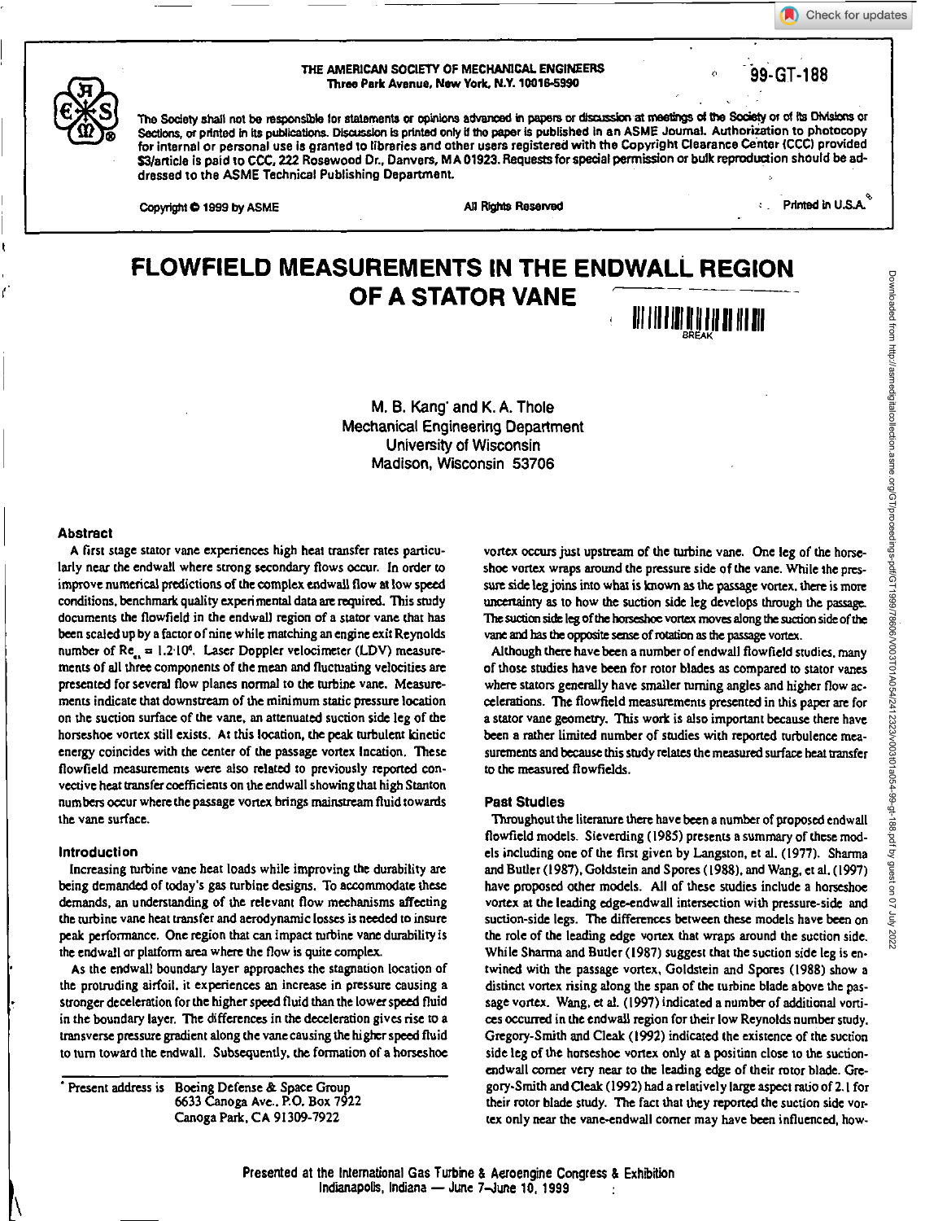THE AMERICAN SOCIETY OF MECHANICAL ENGINEERS
Three Park Avenue, New York, N.Y. 10016-5990

99-GT-188

The Society shall not be responsible for statements or opinions advanced in papers or discussion at meetings of the Society or of its Divisions or Sections, or printed in its publications. Discussion is printed only if the paper is published in an ASME Journal. Authorization to photocopy for internal or personal use is granted to libraries and other users registered with the Copyright Clearance Center (CCC) provided $3/article is paid to CCC, 222 Rosewood Dr., Danvers, MA 01923. Requests for special permission or bulk reproduction should be addressed to the ASME Technical Publishing Department.

Copyright © 1999 by ASME  All Rights Reserved  Printed in U.S.A.

# FLOWFIELD MEASUREMENTS IN THE ENDWALL REGION OF A STATOR VANE

M. B. Kang* and K. A. Thole
Mechanical Engineering Department
University of Wisconsin
Madison, Wisconsin 53706

## Abstract

A first stage stator vane experiences high heat transfer rates particularly near the endwall where strong secondary flows occur. In order to improve numerical predictions of the complex endwall flow at low speed conditions, benchmark quality experimental data are required. This study documents the flowfield in the endwall region of a stator vane that has been scaled up by a factor of nine while matching an engine exit Reynolds number of $Re_{ex} = 1.2 \cdot 10^6$. Laser Doppler velocimeter (LDV) measurements of all three components of the mean and fluctuating velocities are presented for several flow planes normal to the turbine vane. Measurements indicate that downstream of the minimum static pressure location on the suction surface of the vane, an attenuated suction side leg of the horseshoe vortex still exists. At this location, the peak turbulent kinetic energy coincides with the center of the passage vortex location. These flowfield measurements were also related to previously reported convective heat transfer coefficients on the endwall showing that high Stanton numbers occur where the passage vortex brings mainstream fluid towards the vane surface.

## Introduction

Increasing turbine vane heat loads while improving the durability are being demanded of today's gas turbine designs. To accommodate these demands, an understanding of the relevant flow mechanisms affecting the turbine vane heat transfer and aerodynamic losses is needed to insure peak performance. One region that can impact turbine vane durability is the endwall or platform area where the flow is quite complex.

As the endwall boundary layer approaches the stagnation location of the protruding airfoil, it experiences an increase in pressure causing a stronger deceleration for the higher speed fluid than the lower speed fluid in the boundary layer. The differences in the deceleration gives rise to a transverse pressure gradient along the vane causing the higher speed fluid to turn toward the endwall. Subsequently, the formation of a horseshoe vortex occurs just upstream of the turbine vane. One leg of the horseshoe vortex wraps around the pressure side of the vane. While the pressure side leg joins into what is known as the passage vortex, there is more uncertainty as to how the suction side leg develops through the passage. The suction side leg of the horseshoe vortex moves along the suction side of the vane and has the opposite sense of rotation as the passage vortex.

Although there have been a number of endwall flowfield studies, many of those studies have been for rotor blades as compared to stator vanes where stators generally have smaller turning angles and higher flow accelerations. The flowfield measurements presented in this paper are for a stator vane geometry. This work is also important because there have been a rather limited number of studies with reported turbulence measurements and because this study relates the measured surface heat transfer to the measured flowfields.

## Past Studies

Throughout the literature there have been a number of proposed endwall flowfield models. Sieverding (1985) presents a summary of these models including one of the first given by Langston, et al. (1977). Sharma and Butler (1987), Goldstein and Spores (1988), and Wang, et al. (1997) have proposed other models. All of these studies include a horseshoe vortex at the leading edge-endwall intersection with pressure-side and suction-side legs. The differences between these models have been on the role of the leading edge vortex that wraps around the suction side. While Sharma and Butler (1987) suggest that the suction side leg is entwined with the passage vortex, Goldstein and Spores (1988) show a distinct vortex rising along the span of the turbine blade above the passage vortex. Wang, et al. (1997) indicated a number of additional vortices occurred in the endwall region for their low Reynolds number study. Gregory-Smith and Cleak (1992) indicated the existence of the suction side leg of the horseshoe vortex only at a position close to the suction-endwall corner very near to the leading edge of their rotor blade. Gregory-Smith and Cleak (1992) had a relatively large aspect ratio of 2.1 for their rotor blade study. The fact that they reported the suction side vortex only near the vane-endwall corner may have been influenced, how-

* Present address is Boeing Defense & Space Group, 6633 Canoga Ave., P.O. Box 7922, Canoga Park, CA 91309-7922

Presented at the International Gas Turbine & Aeroengine Congress & Exhibition
Indianapolis, Indiana — June 7–June 10, 1999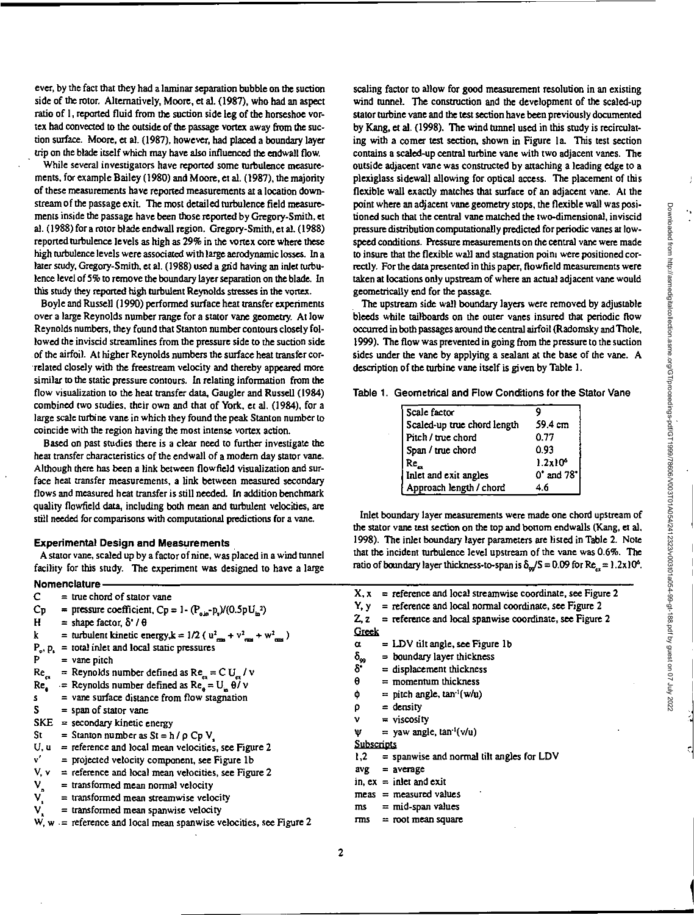ever, by the fact that they had a laminar separation bubble on the suction side of the rotor. Alternatively, Moore, et al. (1987), who had an aspect ratio of 1, reported fluid from the suction side leg of the horseshoe vortex had convected to the outside of the passage vortex away from the suction surface. Moore, et al. (1987), however, had placed a boundary layer trip on the blade itself which may have also influenced the endwall flow.

While several investigators have reported some turbulence measurements, for example Bailey (1980) and Moore, et al. (1987), the majority of these measurements have reported measurements at a location downstream of the passage exit. The most detailed turbulence field measurements inside the passage have been those reported by Gregory-Smith, et al. (1988) for a rotor blade endwall region. Gregory-Smith, et al. (1988) reported turbulence levels as high as 29% in the vortex core where these high turbulence levels were associated with large aerodynamic losses. In a later study, Gregory-Smith, et al. (1988) used a grid having an inlet turbulence level of 5% to remove the boundary layer separation on the blade. In this study they reported high turbulent Reynolds stresses in the vortex.

Boyle and Russell (1990) performed surface heat transfer experiments over a large Reynolds number range for a stator vane geometry. At low Reynolds numbers, they found that Stanton number contours closely followed the inviscid streamlines from the pressure side to the suction side of the airfoil. At higher Reynolds numbers the surface heat transfer correlated closely with the freestream velocity and thereby appeared more similar to the static pressure contours. In relating information from the flow visualization to the heat transfer data, Gaugler and Russell (1984) combined two studies, their own and that of York, et al. (1984), for a large scale turbine vane in which they found the peak Stanton number to coincide with the region having the most intense vortex action.

Based on past studies there is a clear need to further investigate the heat transfer characteristics of the endwall of a modern day stator vane. Although there has been a link between flowfield visualization and surface heat transfer measurements, a link between measured secondary flows and measured heat transfer is still needed. In addition benchmark quality flowfield data, including both mean and turbulent velocities, are still needed for comparisons with computational predictions for a vane.

### Experimental Design and Measurements

A stator vane, scaled up by a factor of nine, was placed in a wind tunnel facility for this study. The experiment was designed to have a large scaling factor to allow for good measurement resolution in an existing wind tunnel. The construction and the development of the scaled-up stator turbine vane and the test section have been previously documented by Kang, et al. (1998). The wind tunnel used in this study is recirculating with a corner test section, shown in Figure 1a. This test section contains a scaled-up central turbine vane with two adjacent vanes. The outside adjacent vane was constructed by attaching a leading edge to a plexiglass sidewall allowing for optical access. The placement of this flexible wall exactly matches that surface of an adjacent vane. At the point where an adjacent vane geometry stops, the flexible wall was positioned such that the central vane matched the two-dimensional, inviscid pressure distribution computationally predicted for periodic vanes at low-speed conditions. Pressure measurements on the central vane were made to insure that the flexible wall and stagnation point were positioned correctly. For the data presented in this paper, flowfield measurements were taken at locations only upstream of where an actual adjacent vane would geometrically end for the passage.

The upstream side wall boundary layers were removed by adjustable bleeds while tailboards on the outer vanes insured that periodic flow occurred in both passages around the central airfoil (Radomsky and Thole, 1999). The flow was prevented in going from the pressure to the suction sides under the vane by applying a sealant at the base of the vane. A description of the turbine vane itself is given by Table 1.

Table 1. Geometrical and Flow Conditions for the Stator Vane

| | |
|---|---|
| Scale factor | 9 |
| Scaled-up true chord length | 59.4 cm |
| Pitch / true chord | 0.77 |
| Span / true chord | 0.93 |
| $Re_{ex}$ | $1.2\times10^6$ |
| Inlet and exit angles | 0° and 78° |
| Approach length / chord | 4.6 |

Inlet boundary layer measurements were made one chord upstream of the stator vane test section on the top and bottom endwalls (Kang, et al. 1998). The inlet boundary layer parameters are listed in Table 2. Note that the incident turbulence level upstream of the vane was 0.6%. The ratio of boundary layer thickness-to-span is $\delta_{99}/S = 0.09$ for $Re_{ex} = 1.2\times10^6$.

### Nomenclature

- C = true chord of stator vane
- Cp = pressure coefficient, $Cp = 1 - (P_{o,in}-p_s)/(0.5\rho U_{in}^2)$
- H = shape factor, $\delta^*/\theta$
- k = turbulent kinetic energy, $k = 1/2\,(u_{rms}^2 + v_{rms}^2 + w_{rms}^2)$
- $P_o$, $p_s$ = total inlet and local static pressures
- P = vane pitch
- $Re_{ex}$ = Reynolds number defined as $Re_{ex} = C\,U_{ex}/\nu$
- $Re_\theta$ = Reynolds number defined as $Re_\theta = U_\infty\,\theta/\nu$
- s = vane surface distance from flow stagnation
- S = span of stator vane
- SKE = secondary kinetic energy
- St = Stanton number as $St = h/\rho\,Cp\,V_s$
- U, u = reference and local mean velocities, see Figure 2
- v′ = projected velocity component, see Figure 1b
- V, v = reference and local mean velocities, see Figure 2
- $V_n$ = transformed mean normal velocity
- $V_s$ = transformed mean streamwise velocity
- $V_z$ = transformed mean spanwise velocity
- W, w = reference and local mean spanwise velocities, see Figure 2
- X, x = reference and local streamwise coordinate, see Figure 2
- Y, y = reference and local normal coordinate, see Figure 2
- Z, z = reference and local spanwise coordinate, see Figure 2

Greek

- α = LDV tilt angle, see Figure 1b
- $\delta_{99}$ = boundary layer thickness
- $\delta^*$ = displacement thickness
- θ = momentum thickness
- φ = pitch angle, $\tan^{-1}(w/u)$
- ρ = density
- ν = viscosity
- ψ = yaw angle, $\tan^{-1}(v/u)$

Subscripts

- 1,2 = spanwise and normal tilt angles for LDV
- avg = average
- in, ex = inlet and exit
- meas = measured values
- ms = mid-span values
- rms = root mean square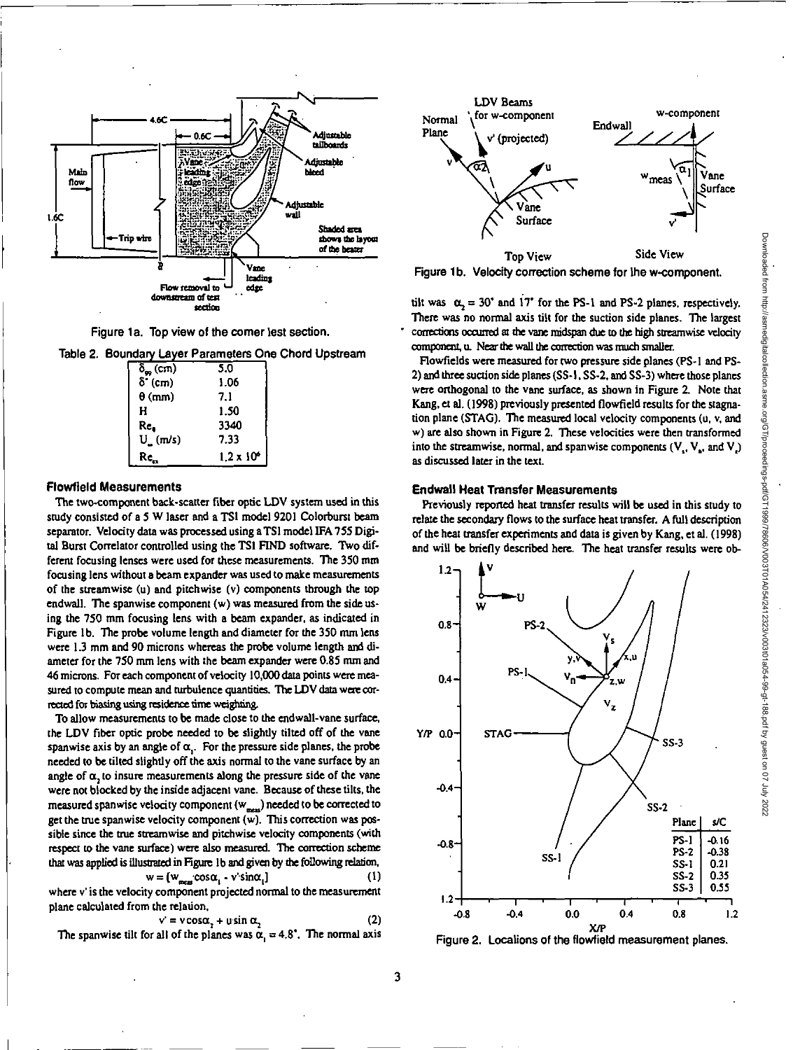Figure 1a. Top view of the corner test section.

Table 2. Boundary Layer Parameters One Chord Upstream

| | |
|---|---|
| $\delta_{99}$ (cm) | 5.0 |
| $\delta^*$ (cm) | 1.06 |
| $\theta$ (mm) | 7.1 |
| H | 1.50 |
| $Re_\theta$ | 3340 |
| $U_\infty$ (m/s) | 7.33 |
| $Re_{ex}$ | $1.2 \times 10^6$ |

### Flowfield Measurements

The two-component back-scatter fiber optic LDV system used in this study consisted of a 5 W laser and a TSI model 9201 Colorburst beam separator. Velocity data was processed using a TSI model IFA 755 Digital Burst Correlator controlled using the TSI FIND software. Two different focusing lenses were used for these measurements. The 350 mm focusing lens without a beam expander was used to make measurements of the streamwise (u) and pitchwise (v) components through the top endwall. The spanwise component (w) was measured from the side using the 750 mm focusing lens with a beam expander, as indicated in Figure 1b. The probe volume length and diameter for the 350 mm lens were 1.3 mm and 90 microns whereas the probe volume length and diameter for the 750 mm lens with the beam expander were 0.85 mm and 46 microns. For each component of velocity 10,000 data points were measured to compute mean and turbulence quantities. The LDV data were corrected for biasing using residence time weighting.

To allow measurements to be made close to the endwall-vane surface, the LDV fiber optic probe needed to be slightly tilted off of the vane spanwise axis by an angle of $\alpha_1$. For the pressure side planes, the probe needed to be tilted slightly off the axis normal to the vane surface by an angle of $\alpha_2$ to insure measurements along the pressure side of the vane were not blocked by the inside adjacent vane. Because of these tilts, the measured spanwise velocity component ($w_{meas}$) needed to be corrected to get the true spanwise velocity component (w). This correction was possible since the true streamwise and pitchwise velocity components (with respect to the vane surface) were also measured. The correction scheme that was applied is illustrated in Figure 1b and given by the following relation,

$$w = [w_{meas} \cos\alpha_1 - v' \sin\alpha_1] \tag{1}$$

where v' is the velocity component projected normal to the measurement plane calculated from the relation,

$$v' = v\cos\alpha_2 + u\sin\alpha_2 \tag{2}$$

The spanwise tilt for all of the planes was $\alpha_1 = 4.8°$. The normal axis tilt was $\alpha_2 = 30°$ and 17° for the PS-1 and PS-2 planes, respectively. There was no normal axis tilt for the suction side planes. The largest corrections occurred at the vane midspan due to the high streamwise velocity component, u. Near the wall the correction was much smaller.

Figure 1b. Velocity correction scheme for the w-component.

Flowfields were measured for two pressure side planes (PS-1 and PS-2) and three suction side planes (SS-1, SS-2, and SS-3) where those planes were orthogonal to the vane surface, as shown in Figure 2. Note that Kang, et al. (1998) previously presented flowfield results for the stagnation plane (STAG). The measured local velocity components (u, v, and w) are also shown in Figure 2. These velocities were then transformed into the streamwise, normal, and spanwise components ($V_s$, $V_n$, and $V_z$) as discussed later in the text.

### Endwall Heat Transfer Measurements

Previously reported heat transfer results will be used in this study to relate the secondary flows to the surface heat transfer. A full description of the heat transfer experiments and data is given by Kang, et al. (1998) and will be briefly described here. The heat transfer results were ob-

| Plane | s/C |
|---|---|
| PS-1 | -0.16 |
| PS-2 | -0.38 |
| SS-1 | 0.21 |
| SS-2 | 0.35 |
| SS-3 | 0.55 |

Figure 2. Locations of the flowfield measurement planes.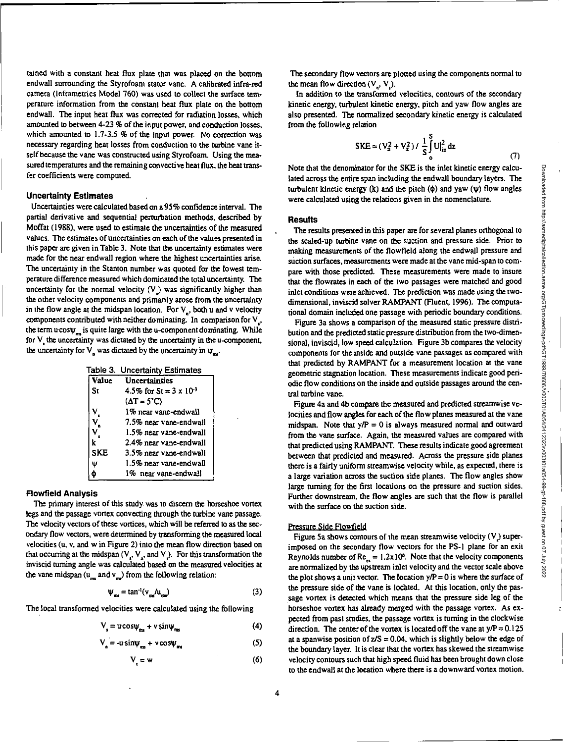tained with a constant heat flux plate that was placed on the bottom endwall surrounding the Styrofoam stator vane. A calibrated infra-red camera (Inframetrics Model 760) was used to collect the surface temperature information from the constant heat flux plate on the bottom endwall. The input heat flux was corrected for radiation losses, which amounted to between 4-23 % of the input power, and conduction losses, which amounted to 1.7-3.5 % of the input power. No correction was necessary regarding heat losses from conduction to the turbine vane itself because the vane was constructed using Styrofoam. Using the measured temperatures and the remaining convective heat flux, the heat transfer coefficients were computed.

### Uncertainty Estimates

Uncertainties were calculated based on a 95% confidence interval. The partial derivative and sequential perturbation methods, described by Moffat (1988), were used to estimate the uncertainties of the measured values. The estimates of uncertainties on each of the values presented in this paper are given in Table 3. Note that the uncertainty estimates were made for the near endwall region where the highest uncertainties arise. The uncertainty in the Stanton number was quoted for the lowest temperature difference measured which dominated the total uncertainty. The uncertainty for the normal velocity ($V_n$) was significantly higher than the other velocity components and primarily arose from the uncertainty in the flow angle at the midspan location. For $V_n$, both u and v velocity components contributed with neither dominating. In comparison for $V_s$, the term $u\cos\psi_{ms}$ is quite large with the u-component dominating. While for $V_s$ the uncertainty was dictated by the uncertainty in the u-component, the uncertainty for $V_n$ was dictated by the uncertainty in $\psi_{ms}$.

Table 3. Uncertainty Estimates

| Value | Uncertainties |
|---|---|
| St | 4.5% for St = $3 \times 10^{-3}$ ($\Delta T = 5^\circ C$) |
| $V_s$ | 1% near vane-endwall |
| $V_n$ | 7.5% near vane-endwall |
| $V_z$ | 1.5% near vane-endwall |
| k | 2.4% near vane-endwall |
| SKE | 3.5% near vane-endwall |
| $\psi$ | 1.5% near vane-endwall |
| $\phi$ | 1% near vane-endwall |

### Flowfield Analysis

The primary interest of this study was to discern the horseshoe vortex legs and the passage vortex convecting through the turbine vane passage. The velocity vectors of these vortices, which will be referred to as the secondary flow vectors, were determined by transforming the measured local velocities (u, v, and w in Figure 2) into the mean flow direction based on that occurring at the midspan ($V_s$, $V_n$, and $V_z$). For this transformation the inviscid turning angle was calculated based on the measured velocities at the vane midspan ($u_{ms}$ and $v_{ms}$) from the following relation:

$$\psi_{ms} = \tan^{-1}(v_{ms}/u_{ms}) \tag{3}$$

The local transformed velocities were calculated using the following

$$V_s = u\cos\psi_{ms} + v\sin\psi_{ms} \tag{4}$$

$$V_n = -u\sin\psi_{ms} + v\cos\psi_{ms} \tag{5}$$

$$V_z = w \tag{6}$$

The secondary flow vectors are plotted using the components normal to the mean flow direction ($V_n$, $V_z$).

In addition to the transformed velocities, contours of the secondary kinetic energy, turbulent kinetic energy, pitch and yaw flow angles are also presented. The normalized secondary kinetic energy is calculated from the following relation

$$SKE = (V_n^2 + V_z^2) \,/\, \frac{1}{S}\int_0^S U_{in}^2\, dz \tag{7}$$

Note that the denominator for the SKE is the inlet kinetic energy calculated across the entire span including the endwall boundary layers. The turbulent kinetic energy (k) and the pitch ($\phi$) and yaw ($\psi$) flow angles were calculated using the relations given in the nomenclature.

### Results

The results presented in this paper are for several planes orthogonal to the scaled-up turbine vane on the suction and pressure side. Prior to making measurements of the flowfield along the endwall pressure and suction surfaces, measurements were made at the vane mid-span to compare with those predicted. These measurements were made to insure that the flowrates in each of the two passages were matched and good inlet conditions were achieved. The prediction was made using the two-dimensional, inviscid solver RAMPANT (Fluent, 1996). The computational domain included one passage with periodic boundary conditions.

Figure 3a shows a comparison of the measured static pressure distribution and the predicted static pressure distribution from the two-dimensional, inviscid, low speed calculation. Figure 3b compares the velocity components for the inside and outside vane passages as compared with that predicted by RAMPANT for a measurement location at the vane geometric stagnation location. These measurements indicate good periodic flow conditions on the inside and outside passages around the central turbine vane.

Figure 4a and 4b compare the measured and predicted streamwise velocities and flow angles for each of the flow planes measured at the vane midspan. Note that y/P = 0 is always measured normal and outward from the vane surface. Again, the measured values are compared with that predicted using RAMPANT. These results indicate good agreement between that predicted and measured. Across the pressure side planes there is a fairly uniform streamwise velocity while, as expected, there is a large variation across the suction side planes. The flow angles show large turning for the first locations on the pressure and suction sides. Further downstream, the flow angles are such that the flow is parallel with the surface on the suction side.

#### Pressure Side Flowfield

Figure 5a shows contours of the mean streamwise velocity ($V_s$) superimposed on the secondary flow vectors for the PS-1 plane for an exit Reynolds number of $Re_{ex} = 1.2 \times 10^6$. Note that the velocity components are normalized by the upstream inlet velocity and the vector scale above the plot shows a unit vector. The location y/P = 0 is where the surface of the pressure side of the vane is located. At this location, only the passage vortex is detected which means that the pressure side leg of the horseshoe vortex has already merged with the passage vortex. As expected from past studies, the passage vortex is turning in the clockwise direction. The center of the vortex is located off the vane at y/P = 0.125 at a spanwise position of z/S = 0.04, which is slightly below the edge of the boundary layer. It is clear that the vortex has skewed the streamwise velocity contours such that high speed fluid has been brought down close to the endwall at the location where there is a downward vortex motion.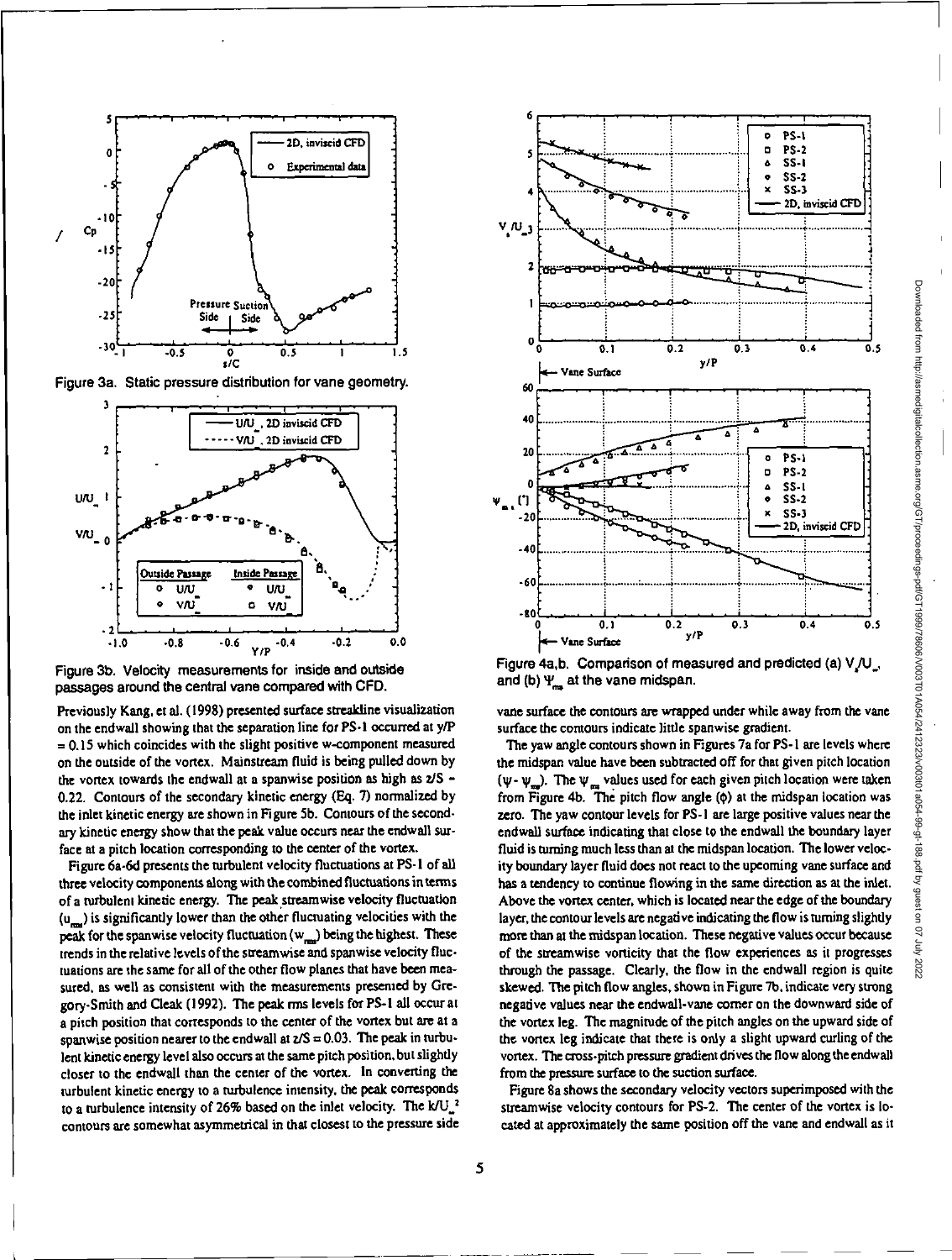Figure 3a. Static pressure distribution for vane geometry.

Figure 3b. Velocity measurements for inside and outside passages around the central vane compared with CFD.

Figure 4a,b. Comparison of measured and predicted (a) $V_s/U_\infty$, and (b) $\Psi_{ms}$ at the vane midspan.

Previously Kang, et al. (1998) presented surface streakline visualization on the endwall showing that the separation line for PS-1 occurred at y/P = 0.15 which coincides with the slight positive w-component measured on the outside of the vortex. Mainstream fluid is being pulled down by the vortex towards the endwall at a spanwise position as high as z/S ~ 0.22. Contours of the secondary kinetic energy (Eq. 7) normalized by the inlet kinetic energy are shown in Figure 5b. Contours of the secondary kinetic energy show that the peak value occurs near the endwall surface at a pitch location corresponding to the center of the vortex.

Figure 6a-6d presents the turbulent velocity fluctuations at PS-1 of all three velocity components along with the combined fluctuations in terms of a turbulent kinetic energy. The peak streamwise velocity fluctuation ($u_{rms}$) is significantly lower than the other fluctuating velocities with the peak for the spanwise velocity fluctuation ($w_{rms}$) being the highest. These trends in the relative levels of the streamwise and spanwise velocity fluctuations are the same for all of the other flow planes that have been measured, as well as consistent with the measurements presented by Gregory-Smith and Cleak (1992). The peak rms levels for PS-1 all occur at a pitch position that corresponds to the center of the vortex but are at a spanwise position nearer to the endwall at z/S = 0.03. The peak in turbulent kinetic energy level also occurs at the same pitch position, but slightly closer to the endwall than the center of the vortex. In converting the turbulent kinetic energy to a turbulence intensity, the peak corresponds to a turbulence intensity of 26% based on the inlet velocity. The $k/U_\infty^2$ contours are somewhat asymmetrical in that closest to the pressure side vane surface the contours are wrapped under while away from the vane surface the contours indicate little spanwise gradient.

The yaw angle contours shown in Figures 7a for PS-1 are levels where the midspan value have been subtracted off for that given pitch location ($\psi - \psi_{ms}$). The $\psi_{ms}$ values used for each given pitch location were taken from Figure 4b. The pitch flow angle ($\phi$) at the midspan location was zero. The yaw contour levels for PS-1 are large positive values near the endwall surface indicating that close to the endwall the boundary layer fluid is turning much less than at the midspan location. The lower velocity boundary layer fluid does not react to the upcoming vane surface and has a tendency to continue flowing in the same direction as at the inlet. Above the vortex center, which is located near the edge of the boundary layer, the contour levels are negative indicating the flow is turning slightly more than at the midspan location. These negative values occur because of the streamwise vorticity that the flow experiences as it progresses through the passage. Clearly, the flow in the endwall region is quite skewed. The pitch flow angles, shown in Figure 7b, indicate very strong negative values near the endwall-vane corner on the downward side of the vortex leg. The magnitude of the pitch angles on the upward side of the vortex leg indicate that there is only a slight upward curling of the vortex. The cross-pitch pressure gradient drives the flow along the endwall from the pressure surface to the suction surface.

Figure 8a shows the secondary velocity vectors superimposed with the streamwise velocity contours for PS-2. The center of the vortex is located at approximately the same position off the vane and endwall as it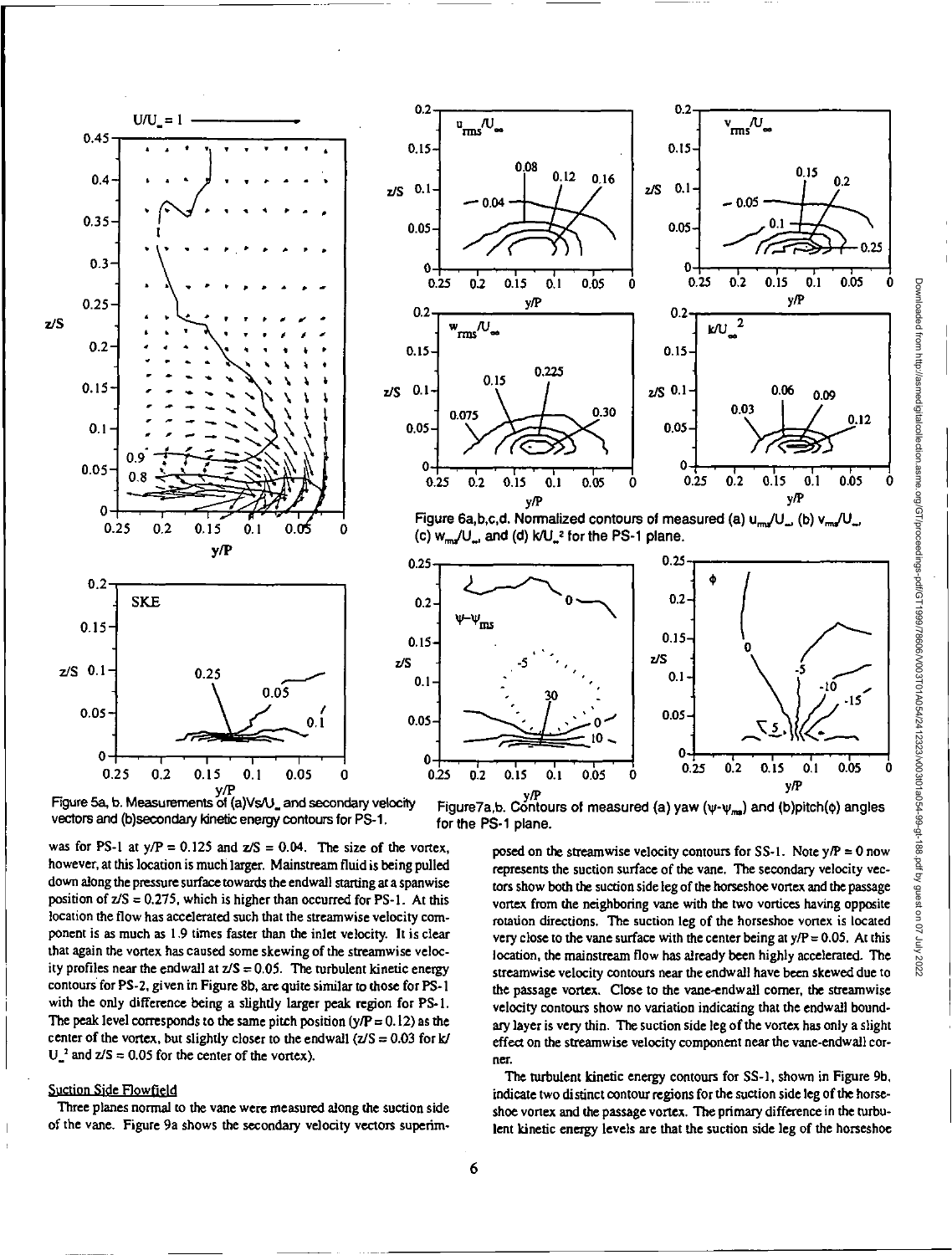Figure 5a, b. Measurements of (a)$V_s/U_\infty$ and secondary velocity vectors and (b)secondary kinetic energy contours for PS-1.

Figure 6a,b,c,d. Normalized contours of measured (a) $u_{rms}/U_\infty$, (b) $v_{rms}/U_\infty$, (c) $w_{rms}/U_\infty$, and (d) $k/U_\infty^2$ for the PS-1 plane.

Figure7a,b. Contours of measured (a) yaw ($\psi$-$\psi_{ms}$) and (b)pitch($\phi$) angles for the PS-1 plane.

was for PS-1 at $y/P = 0.125$ and $z/S = 0.04$. The size of the vortex, however, at this location is much larger. Mainstream fluid is being pulled down along the pressure surface towards the endwall starting at a spanwise position of $z/S = 0.275$, which is higher than occurred for PS-1. At this location the flow has accelerated such that the streamwise velocity component is as much as 1.9 times faster than the inlet velocity. It is clear that again the vortex has caused some skewing of the streamwise velocity profiles near the endwall at $z/S = 0.05$. The turbulent kinetic energy contours for PS-2, given in Figure 8b, are quite similar to those for PS-1 with the only difference being a slightly larger peak region for PS-1. The peak level corresponds to the same pitch position ($y/P = 0.12$) as the center of the vortex, but slightly closer to the endwall ($z/S = 0.03$ for $k/U_\infty^2$ and $z/S = 0.05$ for the center of the vortex).

## Suction Side Flowfield

Three planes normal to the vane were measured along the suction side of the vane. Figure 9a shows the secondary velocity vectors superimposed on the streamwise velocity contours for SS-1. Note $y/P = 0$ now represents the suction surface of the vane. The secondary velocity vectors show both the suction side leg of the horseshoe vortex and the passage vortex from the neighboring vane with the two vortices having opposite rotation directions. The suction leg of the horseshoe vortex is located very close to the vane surface with the center being at $y/P = 0.05$. At this location, the mainstream flow has already been highly accelerated. The streamwise velocity contours near the endwall have been skewed due to the passage vortex. Close to the vane-endwall corner, the streamwise velocity contours show no variation indicating that the endwall boundary layer is very thin. The suction side leg of the vortex has only a slight effect on the streamwise velocity component near the vane-endwall corner.

The turbulent kinetic energy contours for SS-1, shown in Figure 9b, indicate two distinct contour regions for the suction side leg of the horseshoe vortex and the passage vortex. The primary difference in the turbulent kinetic energy levels are that the suction side leg of the horseshoe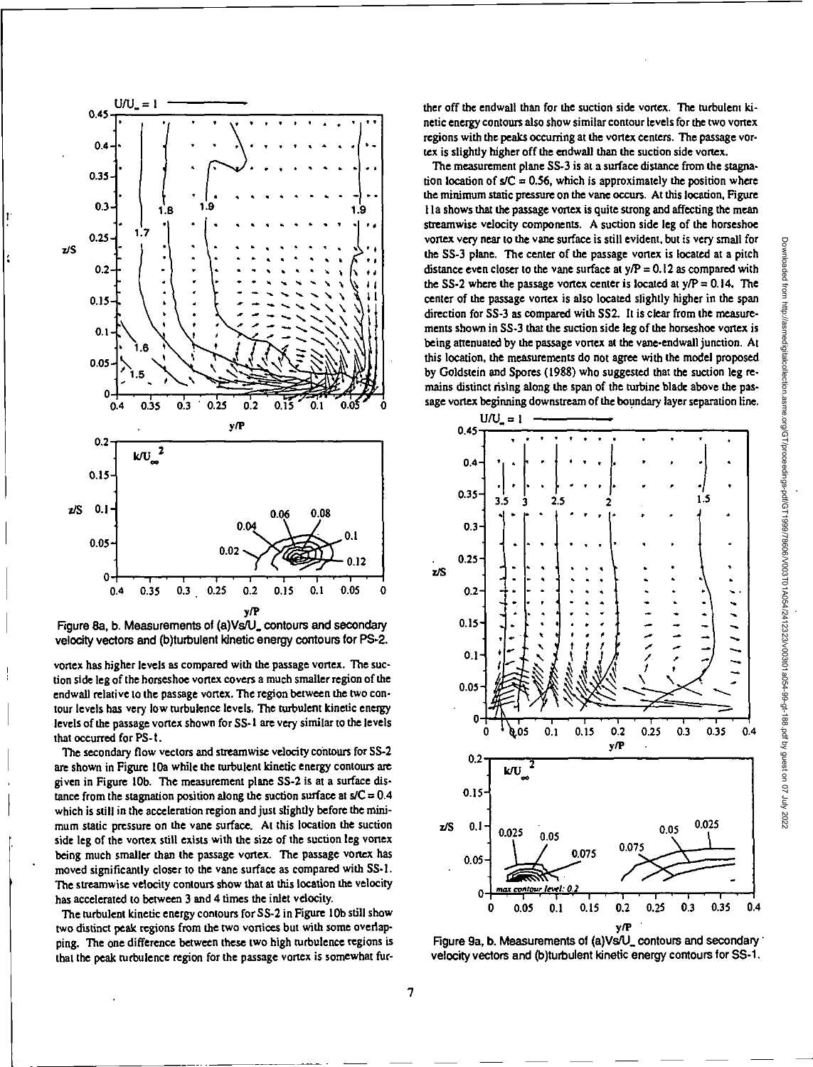Figure 8a, b. Measurements of (a)$V_s/U_\infty$ contours and secondary velocity vectors and (b)turbulent kinetic energy contours for PS-2.

vortex has higher levels as compared with the passage vortex. The suction side leg of the horseshoe vortex covers a much smaller region of the endwall relative to the passage vortex. The region between the two contour levels has very low turbulence levels. The turbulent kinetic energy levels of the passage vortex shown for SS-1 are very similar to the levels that occurred for PS-1.

The secondary flow vectors and streamwise velocity contours for SS-2 are shown in Figure 10a while the turbulent kinetic energy contours are given in Figure 10b. The measurement plane SS-2 is at a surface distance from the stagnation position along the suction surface at $s/C = 0.4$ which is still in the acceleration region and just slightly before the minimum static pressure on the vane surface. At this location the suction side leg of the vortex still exists with the size of the suction leg vortex being much smaller than the passage vortex. The passage vortex has moved significantly closer to the vane surface as compared with SS-1. The streamwise velocity contours show that at this location the velocity has accelerated to between 3 and 4 times the inlet velocity.

The turbulent kinetic energy contours for SS-2 in Figure 10b still show two distinct peak regions from the two vortices but with some overlapping. The one difference between these two high turbulence regions is that the peak turbulence region for the passage vortex is somewhat further off the endwall than for the suction side vortex. The turbulent kinetic energy contours also show similar contour levels for the two vortex regions with the peaks occurring at the vortex centers. The passage vortex is slightly higher off the endwall than the suction side vortex.

The measurement plane SS-3 is at a surface distance from the stagnation location of $s/C = 0.56$, which is approximately the position where the minimum static pressure on the vane occurs. At this location, Figure 11a shows that the passage vortex is quite strong and affecting the mean streamwise velocity components. A suction side leg of the horseshoe vortex very near to the vane surface is still evident, but is very small for the SS-3 plane. The center of the passage vortex is located at a pitch distance even closer to the vane surface at $y/P = 0.12$ as compared with the SS-2 where the passage vortex center is located at $y/P = 0.14$. The center of the passage vortex is also located slightly higher in the span direction for SS-3 as compared with SS2. It is clear from the measurements shown in SS-3 that the suction side leg of the horseshoe vortex is being attenuated by the passage vortex at the vane-endwall junction. At this location, the measurements do not agree with the model proposed by Goldstein and Spores (1988) who suggested that the suction leg remains distinct rising along the span of the turbine blade above the passage vortex beginning downstream of the boundary layer separation line.

Figure 9a, b. Measurements of (a)$V_s/U_\infty$ contours and secondary velocity vectors and (b)turbulent kinetic energy contours for SS-1.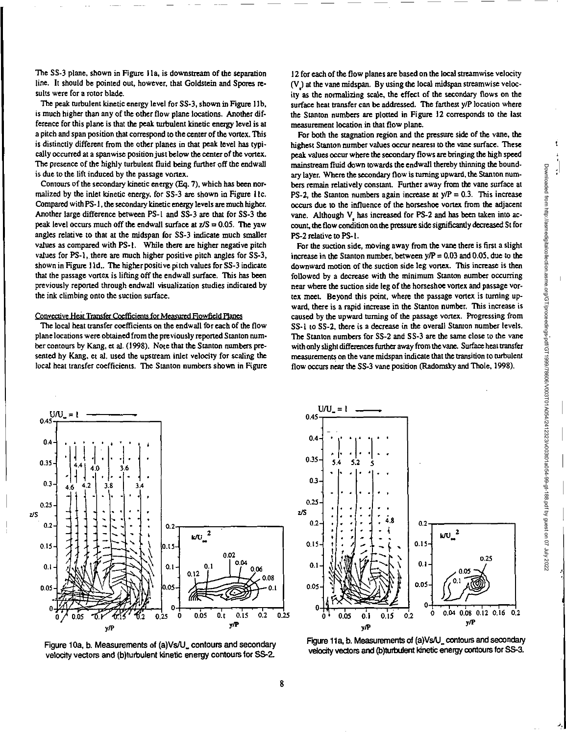The SS-3 plane, shown in Figure 11a, is downstream of the separation line. It should be pointed out, however, that Goldstein and Spores results were for a rotor blade.

The peak turbulent kinetic energy level for SS-3, shown in Figure 11b, is much higher than any of the other flow plane locations. Another difference for this plane is that the peak turbulent kinetic energy level is at a pitch and span position that correspond to the center of the vortex. This is distinctly different from the other planes in that peak level has typically occurred at a spanwise position just below the center of the vortex. The presence of the highly turbulent fluid being further off the endwall is due to the lift induced by the passage vortex.

Contours of the secondary kinetic energy (Eq. 7), which has been normalized by the inlet kinetic energy, for SS-3 are shown in Figure 11c. Compared with PS-1, the secondary kinetic energy levels are much higher. Another large difference between PS-1 and SS-3 are that for SS-3 the peak level occurs much off the endwall surface at $z/S = 0.05$. The yaw angles relative to that at the midspan for SS-3 indicate much smaller values as compared with PS-1. While there are higher negative pitch values for PS-1, there are much higher positive pitch angles for SS-3, shown in Figure 11d. The higher positive pitch values for SS-3 indicate that the passage vortex is lifting off the endwall surface. This has been previously reported through endwall visualization studies indicated by the ink climbing onto the suction surface.

#### Convective Heat Transfer Coefficients for Measured Flowfield Planes

The local heat transfer coefficients on the endwall for each of the flow plane locations were obtained from the previously reported Stanton number contours by Kang, et al. (1998). Note that the Stanton numbers presented by Kang, et al. used the upstream inlet velocity for scaling the local heat transfer coefficients. The Stanton numbers shown in Figure 12 for each of the flow planes are based on the local streamwise velocity ($V_s$) at the vane midspan. By using the local midspan streamwise velocity as the normalizing scale, the effect of the secondary flows on the surface heat transfer can be addressed. The farthest y/P location where the Stanton numbers are plotted in Figure 12 corresponds to the last measurement location in that flow plane.

For both the stagnation region and the pressure side of the vane, the highest Stanton number values occur nearest to the vane surface. These peak values occur where the secondary flows are bringing the high speed mainstream fluid down towards the endwall thereby thinning the boundary layer. Where the secondary flow is turning upward, the Stanton numbers remain relatively constant. Further away from the vane surface at PS-2, the Stanton numbers again increase at $y/P = 0.3$. This increase occurs due to the influence of the horseshoe vortex from the adjacent vane. Although $V_s$ has increased for PS-2 and has been taken into account, the flow condition on the pressure side significantly decreased St for PS-2 relative to PS-1.

For the suction side, moving away from the vane there is first a slight increase in the Stanton number, between $y/P = 0.03$ and $0.05$, due to the downward motion of the suction side leg vortex. This increase is then followed by a decrease with the minimum Stanton number occurring near where the suction side leg of the horseshoe vortex and passage vortex meet. Beyond this point, where the passage vortex is turning upward, there is a rapid increase in the Stanton number. This increase is caused by the upward turning of the passage vortex. Progressing from SS-1 to SS-2, there is a decrease in the overall Stanton number levels. The Stanton numbers for SS-2 and SS-3 are the same close to the vane with only slight differences further away from the vane. Surface heat transfer measurements on the vane midspan indicate that the transition to turbulent flow occurs near the SS-3 vane position (Radomsky and Thole, 1998).

Figure 10a, b. Measurements of (a)$V_s/U_\infty$ contours and secondary velocity vectors and (b)turbulent kinetic energy contours for SS-2.

Figure 11a, b. Measurements of (a)$V_s/U_\infty$ contours and secondary velocity vectors and (b)turbulent kinetic energy contours for SS-3.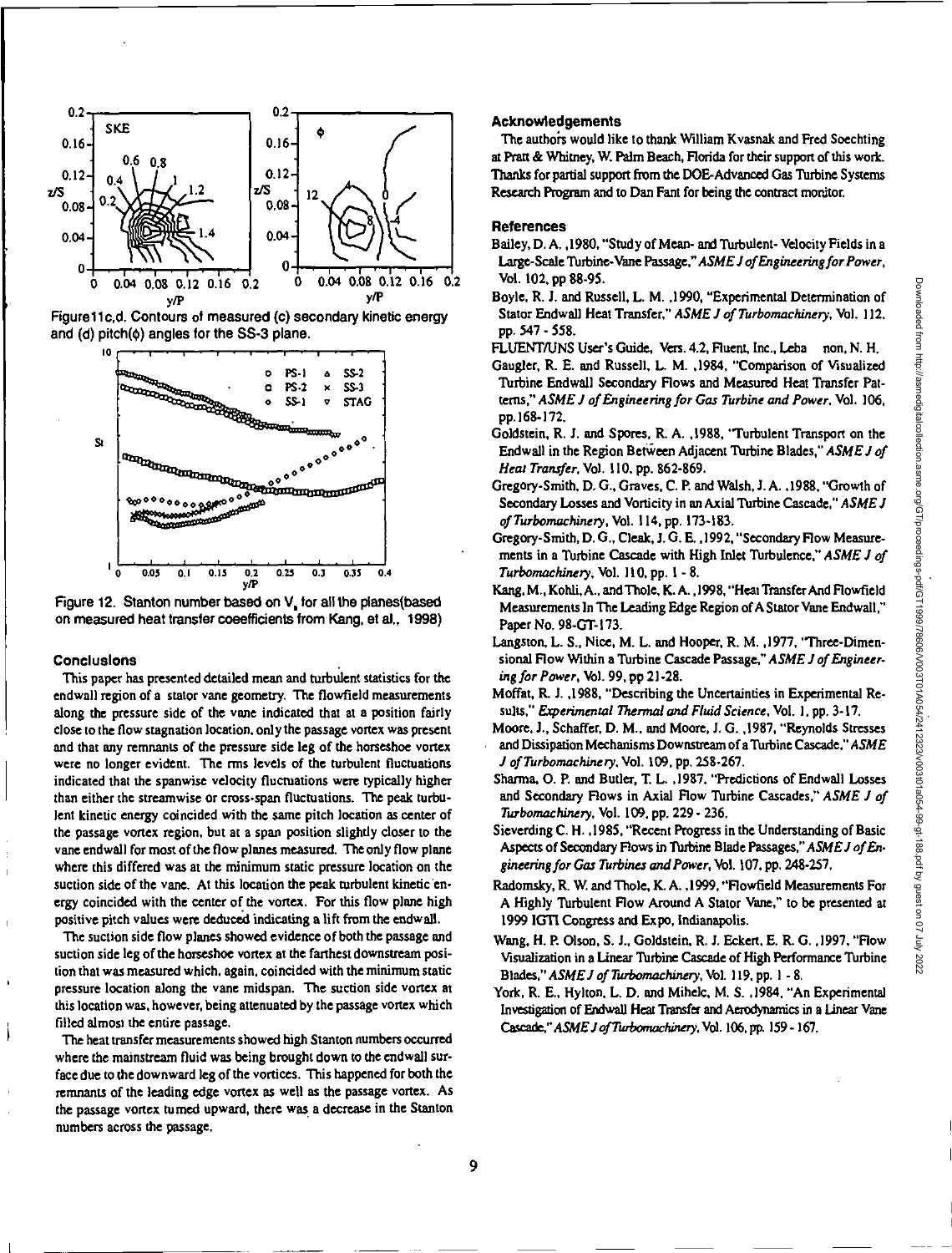0.2
SKE
0.16
0.6 0.8
0.12
0.4
1
1.2
z/S
0.2
0.08
0.04
1.4
0
0 0.04 0.08 0.12 0.16 0.2
y/P

0.2
φ
0.16
0.12
z/S
12
4
0.08
0
8
-4
0.04
0
0 0.04 0.08 0.12 0.16 0.2
y/P

Figure11c,d. Contours of measured (c) secondary kinetic energy and (d) pitch(φ) angles for the SS-3 plane.

10
PS-1 SS-2
PS-2 SS-3
SS-1 STAG
St
1
0 0.05 0.1 0.15 0.2 0.25 0.3 0.35 0.4
y/P

Figure 12. Stanton number based on $V_s$ for all the planes(based on measured heat transfer coeefficients from Kang, et al., 1998)

## Conclusions

This paper has presented detailed mean and turbulent statistics for the endwall region of a stator vane geometry. The flowfield measurements along the pressure side of the vane indicated that at a position fairly close to the flow stagnation location, only the passage vortex was present and that any remnants of the pressure side leg of the horseshoe vortex were no longer evident. The rms levels of the turbulent fluctuations indicated that the spanwise velocity fluctuations were typically higher than either the streamwise or cross-span fluctuations. The peak turbulent kinetic energy coincided with the same pitch location as center of the passage vortex region, but at a span position slightly closer to the vane endwall for most of the flow planes measured. The only flow plane where this differed was at the minimum static pressure location on the suction side of the vane. At this location the peak turbulent kinetic energy coincided with the center of the vortex. For this flow plane high positive pitch values were deduced indicating a lift from the endwall.

The suction side flow planes showed evidence of both the passage and suction side leg of the horseshoe vortex at the farthest downstream position that was measured which, again, coincided with the minimum static pressure location along the vane midspan. The suction side vortex at this location was, however, being attenuated by the passage vortex which filled almost the entire passage.

The heat transfer measurements showed high Stanton numbers occurred where the mainstream fluid was being brought down to the endwall surface due to the downward leg of the vortices. This happened for both the remnants of the leading edge vortex as well as the passage vortex. As the passage vortex turned upward, there was a decrease in the Stanton numbers across the passage.

## Acknowledgements

The authors would like to thank William Kvasnak and Fred Soechting at Pratt & Whitney, W. Palm Beach, Florida for their support of this work. Thanks for partial support from the DOE-Advanced Gas Turbine Systems Research Program and to Dan Fant for being the contract monitor.

## References

Bailey, D. A. ,1980, "Study of Mean- and Turbulent- Velocity Fields in a Large-Scale Turbine-Vane Passage," *ASME J of Engineering for Power*, Vol. 102, pp 88-95.

Boyle, R. J. and Russell, L. M. ,1990, "Experimental Determination of Stator Endwall Heat Transfer," *ASME J of Turbomachinery*, Vol. 112, pp. 547 - 558.

FLUENT/UNS User's Guide, Vers. 4.2, Fluent, Inc., Leba non, N. H.

Gaugler, R. E. and Russell, L. M. ,1984, "Comparison of Visualized Turbine Endwall Secondary Flows and Measured Heat Transfer Patterns," *ASME J of Engineering for Gas Turbine and Power*, Vol. 106, pp.168-172.

Goldstein, R. J. and Spores, R. A. ,1988, "Turbulent Transport on the Endwall in the Region Between Adjacent Turbine Blades," *ASME J of Heat Transfer*, Vol. 110, pp. 862-869.

Gregory-Smith, D. G., Graves, C. P. and Walsh, J. A. ,1988, "Growth of Secondary Losses and Vorticity in an Axial Turbine Cascade," *ASME J of Turbomachinery*, Vol. 114, pp. 173-183.

Gregory-Smith, D. G., Cleak, J. G. E. ,1992, "Secondary Flow Measurements in a Turbine Cascade with High Inlet Turbulence," *ASME J of Turbomachinery*, Vol. 110, pp. 1 - 8.

Kang, M., Kohli, A., and Thole, K. A. ,1998, "Heat Transfer And Flowfield Measurements In The Leading Edge Region of A Stator Vane Endwall," Paper No. 98-GT-173.

Langston, L. S., Nice, M. L. and Hooper, R. M. ,1977, "Three-Dimensional Flow Within a Turbine Cascade Passage," *ASME J of Engineering for Power*, Vol. 99, pp 21-28.

Moffat, R. J. ,1988, "Describing the Uncertainties in Experimental Results," *Experimental Thermal and Fluid Science*, Vol. 1, pp. 3-17.

Moore, J., Schaffer, D. M., and Moore, J. G. ,1987, "Reynolds Stresses and Dissipation Mechanisms Downstream of a Turbine Cascade," *ASME J of Turbomachinery*, Vol. 109, pp. 258-267.

Sharma, O. P. and Butler, T. L. ,1987, "Predictions of Endwall Losses and Secondary Flows in Axial Flow Turbine Cascades," *ASME J of Turbomachinery*, Vol. 109, pp. 229 - 236.

Sieverding C. H. ,1985, "Recent Progress in the Understanding of Basic Aspects of Secondary Flows in Turbine Blade Passages," *ASME J of Engineering for Gas Turbines and Power*, Vol. 107, pp. 248-257.

Radomsky, R. W. and Thole, K. A. ,1999, "Flowfield Measurements For A Highly Turbulent Flow Around A Stator Vane," to be presented at 1999 IGTI Congress and Expo, Indianapolis.

Wang, H. P. Olson, S. J., Goldstein, R. J. Eckert, E. R. G. ,1997, "Flow Visualization in a Linear Turbine Cascade of High Performance Turbine Blades," *ASME J of Turbomachinery*, Vol. 119, pp. 1 - 8.

York, R. E., Hylton, L. D. and Mihelc, M. S. ,1984, "An Experimental Investigation of Endwall Heat Transfer and Aerodynamics in a Linear Vane Cascade," *ASME J of Turbomachinery*, Vol. 106, pp. 159 - 167.